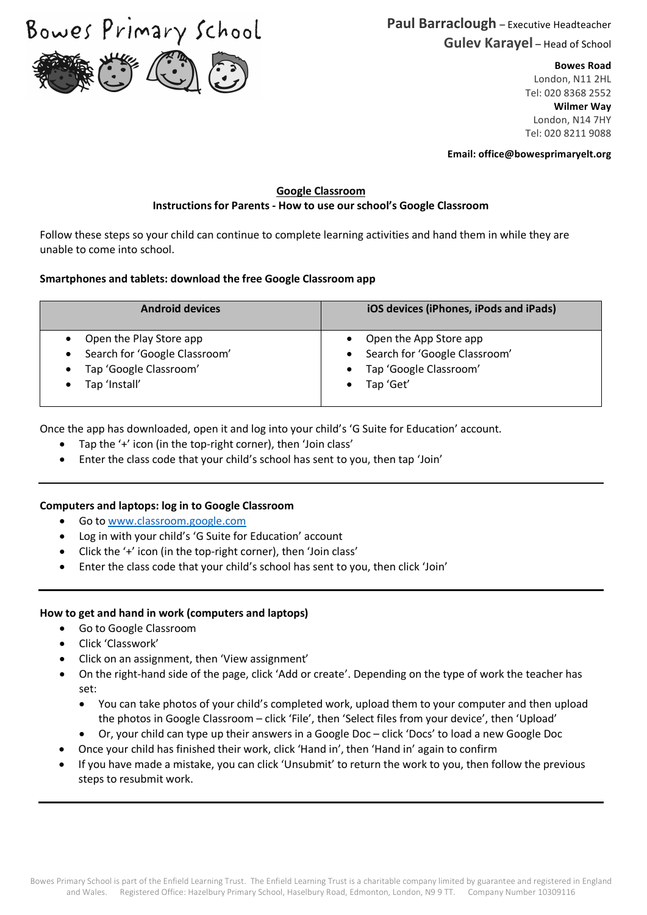Bowes Primary School

**Paul Barraclough** – Executive Headteacher
**Gulev Karayel** – Head of School

**Bowes Road**
London, N11 2HL
Tel: 020 8368 2552

**Wilmer Way**
London, N14 7HY
Tel: 020 8211 9088

**Email: office@bowesprimaryelt.org**

## Google Classroom

### Instructions for Parents - How to use our school's Google Classroom

Follow these steps so your child can continue to complete learning activities and hand them in while they are unable to come into school.

**Smartphones and tablets: download the free Google Classroom app**

| Android devices | iOS devices (iPhones, iPods and iPads) |
| --- | --- |
| • Open the Play Store app<br>• Search for 'Google Classroom'<br>• Tap 'Google Classroom'<br>• Tap 'Install' | • Open the App Store app<br>• Search for 'Google Classroom'<br>• Tap 'Google Classroom'<br>• Tap 'Get' |

Once the app has downloaded, open it and log into your child's 'G Suite for Education' account.

- Tap the '+' icon (in the top-right corner), then 'Join class'
- Enter the class code that your child's school has sent to you, then tap 'Join'

---

**Computers and laptops: log in to Google Classroom**

- Go to [www.classroom.google.com](http://www.classroom.google.com)
- Log in with your child's 'G Suite for Education' account
- Click the '+' icon (in the top-right corner), then 'Join class'
- Enter the class code that your child's school has sent to you, then click 'Join'

---

**How to get and hand in work (computers and laptops)**

- Go to Google Classroom
- Click 'Classwork'
- Click on an assignment, then 'View assignment'
- On the right-hand side of the page, click 'Add or create'. Depending on the type of work the teacher has set:
  - You can take photos of your child's completed work, upload them to your computer and then upload the photos in Google Classroom – click 'File', then 'Select files from your device', then 'Upload'
  - Or, your child can type up their answers in a Google Doc – click 'Docs' to load a new Google Doc
- Once your child has finished their work, click 'Hand in', then 'Hand in' again to confirm
- If you have made a mistake, you can click 'Unsubmit' to return the work to you, then follow the previous steps to resubmit work.

---

Bowes Primary School is part of the Enfield Learning Trust. The Enfield Learning Trust is a charitable company limited by guarantee and registered in England and Wales. Registered Office: Hazelbury Primary School, Haselbury Road, Edmonton, London, N9 9 TT. Company Number 10309116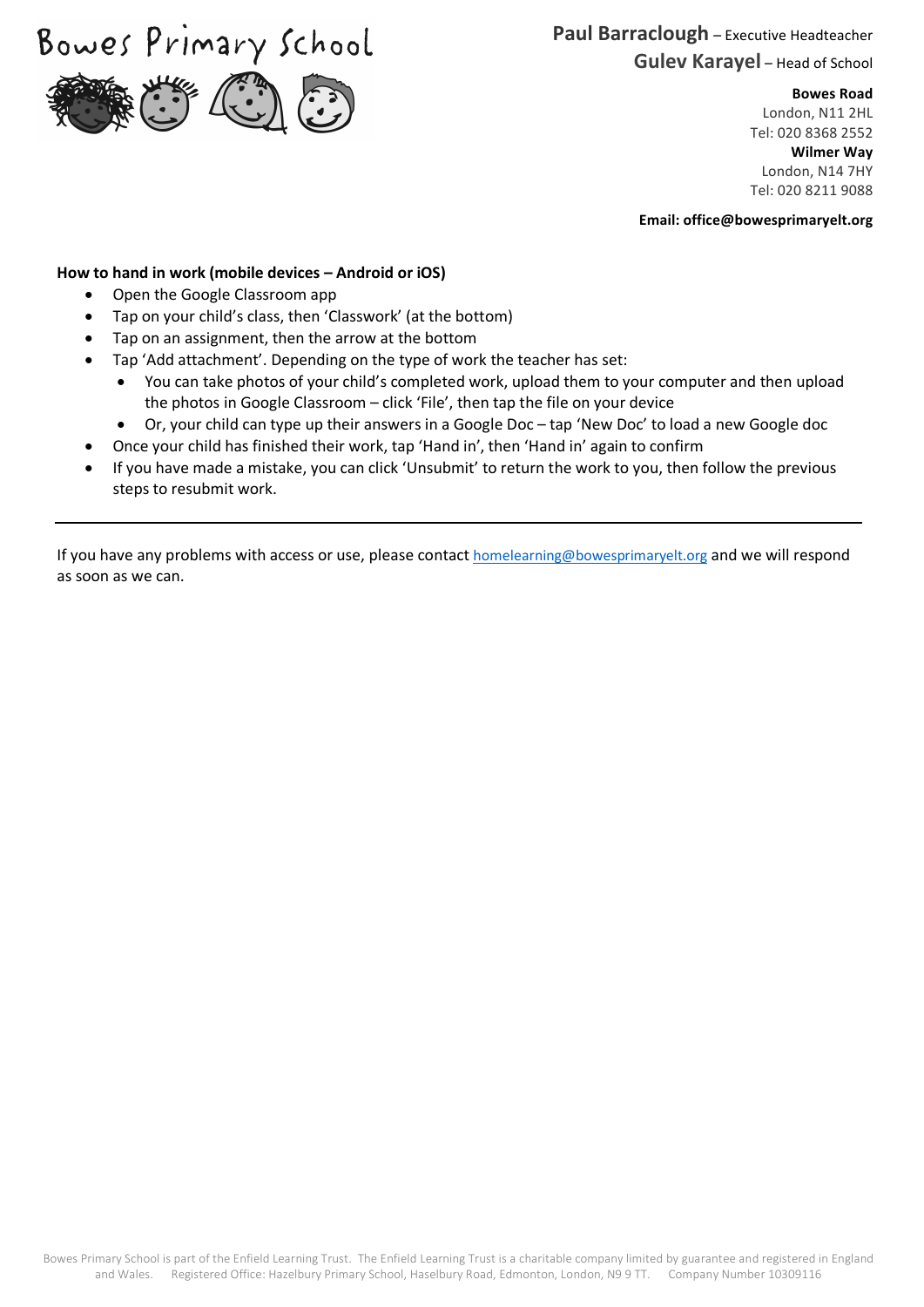Bowes Primary School

**Paul Barraclough** – Executive Headteacher
**Gulev Karayel** – Head of School

**Bowes Road**
London, N11 2HL
Tel: 020 8368 2552
**Wilmer Way**
London, N14 7HY
Tel: 020 8211 9088

**Email: office@bowesprimaryelt.org**

**How to hand in work (mobile devices – Android or iOS)**

- Open the Google Classroom app
- Tap on your child's class, then 'Classwork' (at the bottom)
- Tap on an assignment, then the arrow at the bottom
- Tap 'Add attachment'. Depending on the type of work the teacher has set:
  - You can take photos of your child's completed work, upload them to your computer and then upload the photos in Google Classroom – click 'File', then tap the file on your device
  - Or, your child can type up their answers in a Google Doc – tap 'New Doc' to load a new Google doc
- Once your child has finished their work, tap 'Hand in', then 'Hand in' again to confirm
- If you have made a mistake, you can click 'Unsubmit' to return the work to you, then follow the previous steps to resubmit work.

---

If you have any problems with access or use, please contact homelearning@bowesprimaryelt.org and we will respond as soon as we can.

Bowes Primary School is part of the Enfield Learning Trust. The Enfield Learning Trust is a charitable company limited by guarantee and registered in England and Wales. Registered Office: Hazelbury Primary School, Haselbury Road, Edmonton, London, N9 9 TT. Company Number 10309116